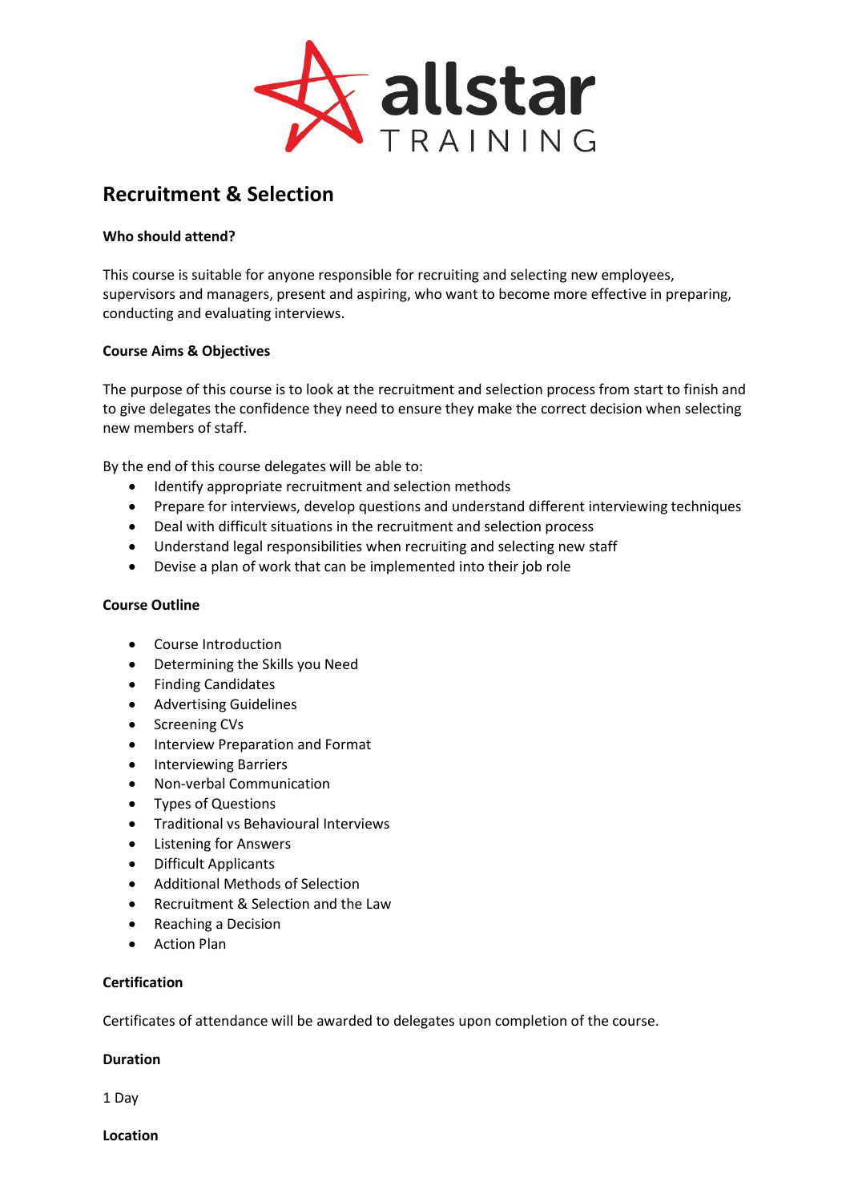# Recruitment & Selection

**Who should attend?**

This course is suitable for anyone responsible for recruiting and selecting new employees, supervisors and managers, present and aspiring, who want to become more effective in preparing, conducting and evaluating interviews.

**Course Aims & Objectives**

The purpose of this course is to look at the recruitment and selection process from start to finish and to give delegates the confidence they need to ensure they make the correct decision when selecting new members of staff.

By the end of this course delegates will be able to:

- Identify appropriate recruitment and selection methods
- Prepare for interviews, develop questions and understand different interviewing techniques
- Deal with difficult situations in the recruitment and selection process
- Understand legal responsibilities when recruiting and selecting new staff
- Devise a plan of work that can be implemented into their job role

**Course Outline**

- Course Introduction
- Determining the Skills you Need
- Finding Candidates
- Advertising Guidelines
- Screening CVs
- Interview Preparation and Format
- Interviewing Barriers
- Non-verbal Communication
- Types of Questions
- Traditional vs Behavioural Interviews
- Listening for Answers
- Difficult Applicants
- Additional Methods of Selection
- Recruitment & Selection and the Law
- Reaching a Decision
- Action Plan

**Certification**

Certificates of attendance will be awarded to delegates upon completion of the course.

**Duration**

1 Day

**Location**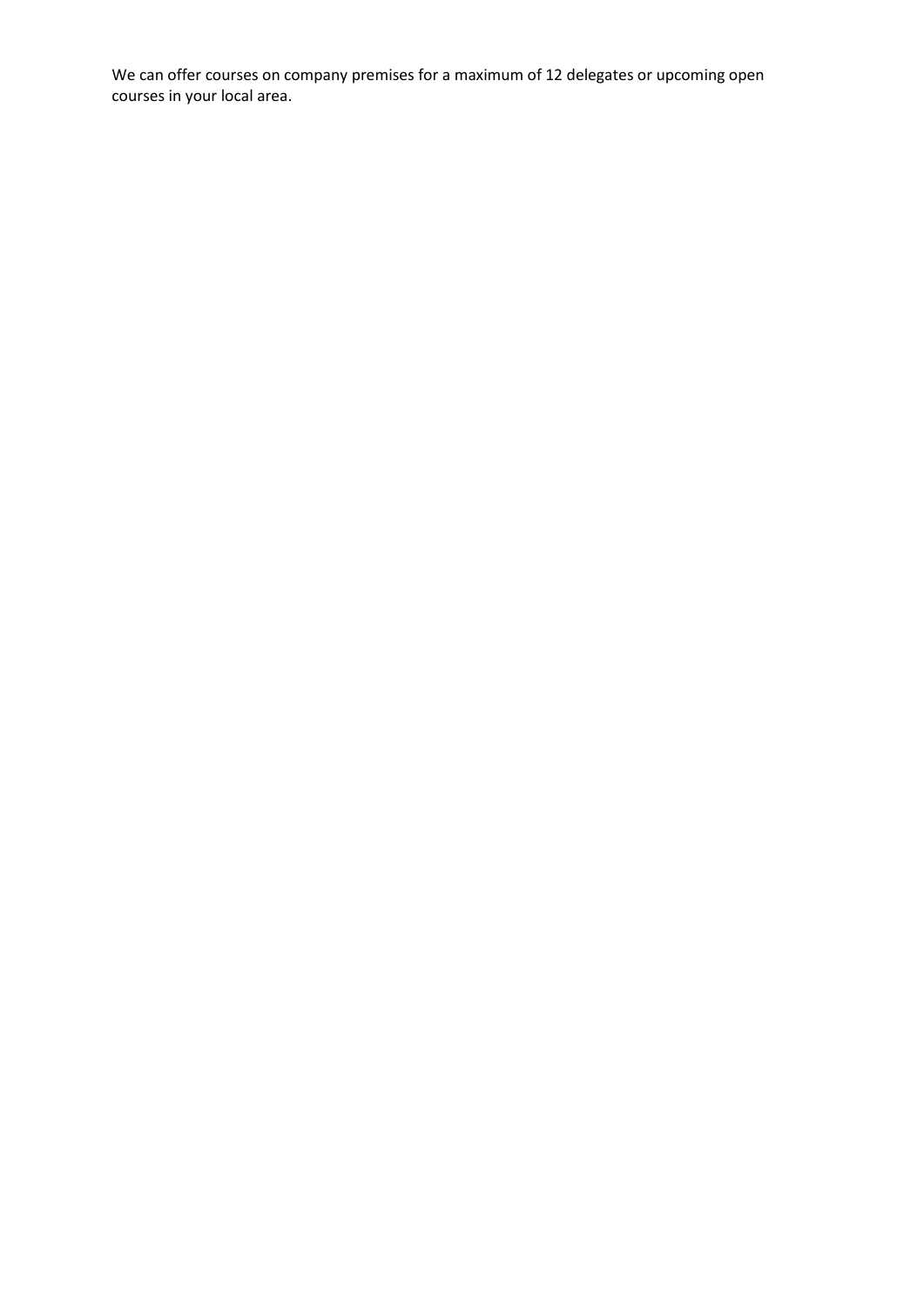We can offer courses on company premises for a maximum of 12 delegates or upcoming open courses in your local area.